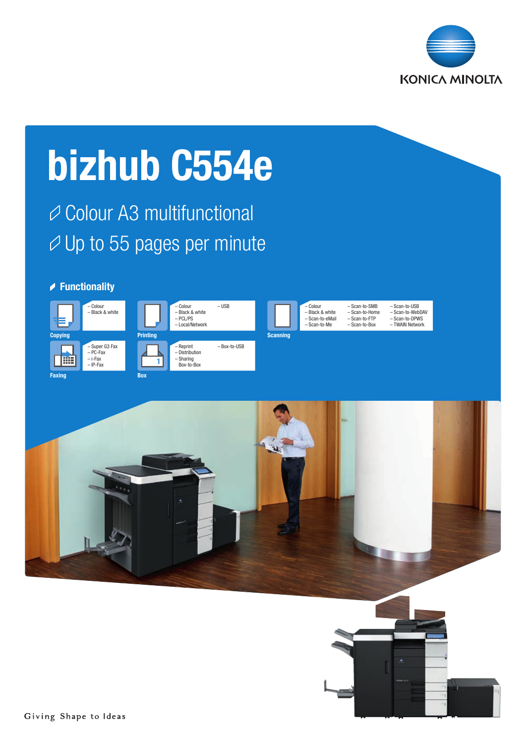# bizhub C554e

- Colour A3 multifunctional
- Up to 55 pages per minute

## Functionality

**Copying**
- Colour
- Black & white

**Printing**
- Colour
- Black & white
- PCL/PS
- Local/Network
- USB

**Scanning**
- Colour
- Black & white
- Scan-to-eMail
- Scan-to-Me
- Scan-to-SMB
- Scan-to-Home
- Scan-to-FTP
- Scan-to-Box
- Scan-to-USB
- Scan-to-WebDAV
- Scan-to-DPWS
- TWAIN Network

**Faxing**
- Super G3 Fax
- PC-Fax
- i-Fax
- IP-Fax

**Box**
- Reprint
- Distribution
- Sharing Box-to-Box
- Box-to-USB

Giving Shape to Ideas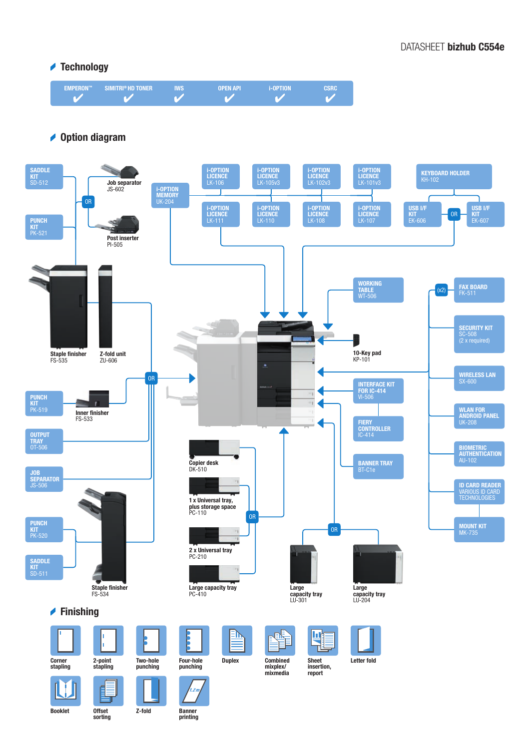DATASHEET **bizhub C554e**

## Technology

| EMPERON™ | SIMITRI® HD TONER | IWS | OPEN API | i-OPTION | CSRC |
|---|---|---|---|---|---|
| ✔ | ✔ | ✔ | ✔ | ✔ | ✔ |

## Option diagram

**SADDLE KIT** SD-512

**Job separator** JS-602

OR

**PUNCH KIT** PK-521

**Post inserter** PI-505

**i-OPTION MEMORY** UK-204

**i-OPTION LICENCE** LK-106

**i-OPTION LICENCE** LK-105v3

**i-OPTION LICENCE** LK-102v3

**i-OPTION LICENCE** LK-101v3

**KEYBOARD HOLDER** KH-102

**i-OPTION LICENCE** LK-111

**i-OPTION LICENCE** LK-110

**i-OPTION LICENCE** LK-108

**i-OPTION LICENCE** LK-107

**USB I/F KIT** EK-606 OR **USB I/F KIT** EK-607

**Staple finisher** FS-535

**Z-fold unit** ZU-606

**WORKING TABLE** WT-506

(x2) **FAX BOARD** FK-511

**SECURITY KIT** SC-508 (2 x required)

**10-Key pad** KP-101

**WIRELESS LAN** SX-600

OR

**PUNCH KIT** PK-519

**Inner finisher** FS-533

**INTERFACE KIT FOR IC-414** VI-506

**FIERY CONTROLLER** IC-414

**WLAN FOR ANDROID PANEL** UK-208

**OUTPUT TRAY** OT-506

**BIOMETRIC AUTHENTICATION** AU-102

**JOB SEPARATOR** JS-506

**Copier desk** DK-510

**BANNER TRAY** BT-C1e

**ID CARD READER** VARIOUS ID CARD TECHNOLOGIES

**1 x Universal tray, plus storage space** PC-110

OR

**PUNCH KIT** PK-520

**MOUNT KIT** MK-735

**2 x Universal tray** PC-210

OR

**SADDLE KIT** SD-511

**Staple finisher** FS-534

**Large capacity tray** PC-410

**Large capacity tray** LU-301

**Large capacity tray** LU-204

## Finishing

- Corner stapling
- 2-point stapling
- Two-hole punching
- Four-hole punching
- Duplex
- Combined mixplex/ mixmedia
- Sheet insertion, report
- Letter fold
- Booklet
- Offset sorting
- Z-fold
- Banner printing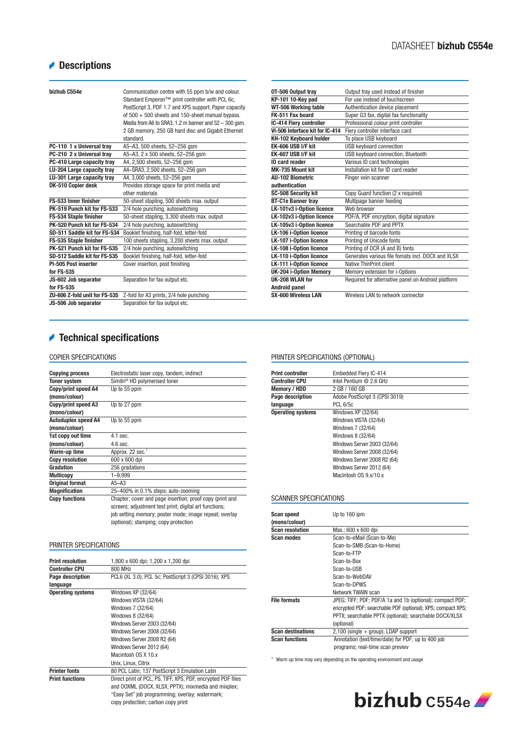## Descriptions

| | |
|---|---|
| **bizhub C554e** | Communication centre with 55 ppm b/w and colour. Standard Emperon™ print controller with PCL 6c, PostScript 3, PDF 1.7 and XPS support. Paper capacity of 500 + 500 sheets and 150-sheet manual bypass. Media from A6 to SRA3, 1.2 m banner and 52 – 300 gsm. 2 GB memory, 250 GB hard disc and Gigabit Ethernet standard. |
| **PC-110 1 x Universal tray** | A5–A3, 500 sheets, 52–256 gsm |
| **PC-210 2 x Universal tray** | A5–A3, 2 x 500 sheets, 52–256 gsm |
| **PC-410 Large capacity tray** | A4, 2,500 sheets, 52–256 gsm |
| **LU-204 Large capacity tray** | A4–SRA3, 2,500 sheets, 52–256 gsm |
| **LU-301 Large capacity tray** | A4, 3,000 sheets, 52–256 gsm |
| **DK-510 Copier desk** | Provides storage space for print media and other materials |
| **FS-533 Inner finisher** | 50-sheet stapling, 500 sheets max. output |
| **PK-519 Punch kit for FS-533** | 2/4 hole punching, autoswitching |
| **FS-534 Staple finisher** | 50-sheet stapling, 3,300 sheets max. output |
| **PK-520 Punch kit for FS-534** | 2/4 hole punching, autoswitching |
| **SD-511 Saddle kit for FS-534** | Booklet finishing, half-fold, letter-fold |
| **FS-535 Staple finisher** | 100 sheets stapling, 3,200 sheets max. output |
| **PK-521 Punch kit for FS-535** | 2/4 hole punching, autoswitching |
| **SD-512 Saddle kit for FS-535** | Booklet finishing, half-fold, letter-fold |
| **PI-505 Post inserter for FS-535** | Cover insertion, post finishing |
| **JS-602 Job separator for FS-535** | Separation for fax output etc. |
| **ZU-606 Z-fold unit for FS-535** | Z-fold for A3 prints, 2/4 hole punching |
| **JS-506 Job separator** | Separation for fax output etc. |
| **OT-506 Output tray** | Output tray used instead of finisher |
| **KP-101 10-Key pad** | For use instead of touchscreen |
| **WT-506 Working table** | Authentication device placement |
| **FK-511 Fax board** | Super G3 fax, digital fax functionality |
| **IC-414 Fiery controller** | Professional colour print controller |
| **VI-506 Interface kit for IC-414** | Fiery controller interface card |
| **KH-102 Keyboard holder** | To place USB keyboard |
| **EK-606 USB I/F kit** | USB keyboard connection |
| **EK-607 USB I/F kit** | USB keyboard connection, Bluetooth |
| **ID card reader** | Various ID card technologies |
| **MK-735 Mount kit** | Installation kit for ID card reader |
| **AU-102 Biometric authentication** | Finger vein scanner |
| **SC-508 Security kit** | Copy Guard function (2 x required) |
| **BT-C1e Banner tray** | Multipage banner feeding |
| **LK-101v3 i-Option licence** | Web browser |
| **LK-102v3 i-Option licence** | PDF/A, PDF encryption, digital signature |
| **LK-105v3 i-Option licence** | Searchable PDF and PPTX |
| **LK-106 i-Option licence** | Printing of barcode fonts |
| **LK-107 i-Option licence** | Printing of Unicode fonts |
| **LK-108 i-Option licence** | Printing of OCR (A and B) fonts |
| **LK-110 i-Option licence** | Generates various file fomats incl. DOCX and XLSX |
| **LK-111 i-Option licence** | Native ThinPrint client |
| **UK-204 i-Option Memory** | Memory extension for i-Options |
| **UK-208 WLAN for Android panel** | Required for alternative panel on Android platform |
| **SX-600 Wireless LAN** | Wireless LAN to network connector |

## Technical specifications

### COPIER SPECIFICATIONS

| | |
|---|---|
| **Copying process** | Electrostatic laser copy, tandem, indirect |
| **Toner system** | Simitri® HD polymerised toner |
| **Copy/print speed A4 (mono/colour)** | Up to 55 ppm |
| **Copy/print speed A3 (mono/colour)** | Up to 27 ppm |
| **Autoduplex speed A4 (mono/colour)** | Up to 55 ppm |
| **1st copy out time (mono/colour)** | 4.1 sec.<br>4.6 sec. |
| **Warm-up time** | Approx. 22 sec.[1] |
| **Copy resolution** | 600 x 600 dpi |
| **Gradation** | 256 gradations |
| **Multicopy** | 1–9,999 |
| **Original format** | A5–A3 |
| **Magnification** | 25–400% in 0.1% steps; auto-zooming |
| **Copy functions** | Chapter; cover and page insertion; proof copy (print and screen); adjustment test print; digital art functions; job setting memory; poster mode; image repeat; overlay (optional); stamping; copy protection |

### PRINTER SPECIFICATIONS

| | |
|---|---|
| **Print resolution** | 1,800 x 600 dpi; 1,200 x 1,200 dpi |
| **Controller CPU** | 800 MHz |
| **Page description language** | PCL6 (XL 3.0); PCL 5c; PostScript 3 (CPSI 3016); XPS |
| **Operating systems** | Windows XP (32/64)<br>Windows VISTA (32/64)<br>Windows 7 (32/64)<br>Windows 8 (32/64)<br>Windows Server 2003 (32/64)<br>Windows Server 2008 (32/64)<br>Windows Server 2008 R2 (64)<br>Windows Server 2012 (64)<br>Macintosh OS X 10.x<br>Unix, Linux, Citrix |
| **Printer fonts** | 80 PCL Latin; 137 PostScript 3 Emulation Latin |
| **Print functions** | Direct print of PCL, PS, TIFF, XPS, PDF, encrypted PDF files and OOXML (DOCX, XLSX, PPTX); mixmedia and mixplex; "Easy Set" job programming; overlay; watermark; copy protection; carbon copy print |

### PRINTER SPECIFICATIONS (OPTIONAL)

| | |
|---|---|
| **Print controller** | Embedded Fiery IC-414 |
| **Controller CPU** | Intel Pentium @ 2.6 GHz |
| **Memory / HDD** | 2 GB / 160 GB |
| **Page description language** | Adobe PostScript 3 (CPSI 3019)<br>PCL 6/5c |
| **Operating systems** | Windows XP (32/64)<br>Windows VISTA (32/64)<br>Windows 7 (32/64)<br>Windows 8 (32/64)<br>Windows Server 2003 (32/64)<br>Windows Server 2008 (32/64)<br>Windows Server 2008 R2 (64)<br>Windows Server 2012 (64)<br>Macintosh OS 9.x/10.x |

### SCANNER SPECIFICATIONS

| | |
|---|---|
| **Scan speed (mono/colour)** | Up to 160 ipm |
| **Scan resolution** | Max.: 600 x 600 dpi |
| **Scan modes** | Scan-to-eMail (Scan-to-Me)<br>Scan-to-SMB (Scan-to-Home)<br>Scan-to-FTP<br>Scan-to-Box<br>Scan-to-USB<br>Scan-to-WebDAV<br>Scan-to-DPWS<br>Network TWAIN scan |
| **File formats** | JPEG; TIFF; PDF; PDF/A 1a and 1b (optional); compact PDF; encrypted PDF; searchable PDF (optional); XPS; compact XPS; PPTX; searchable PPTX (optional); searchable DOCX/XLSX (optional) |
| **Scan destinations** | 2,100 (single + group); LDAP support |
| **Scan functions** | Annotation (text/time/date) for PDF; up to 400 job programs; real-time scan previev |

[1] Warm up time may vary depending on the operating environment and usage

bizhub C554e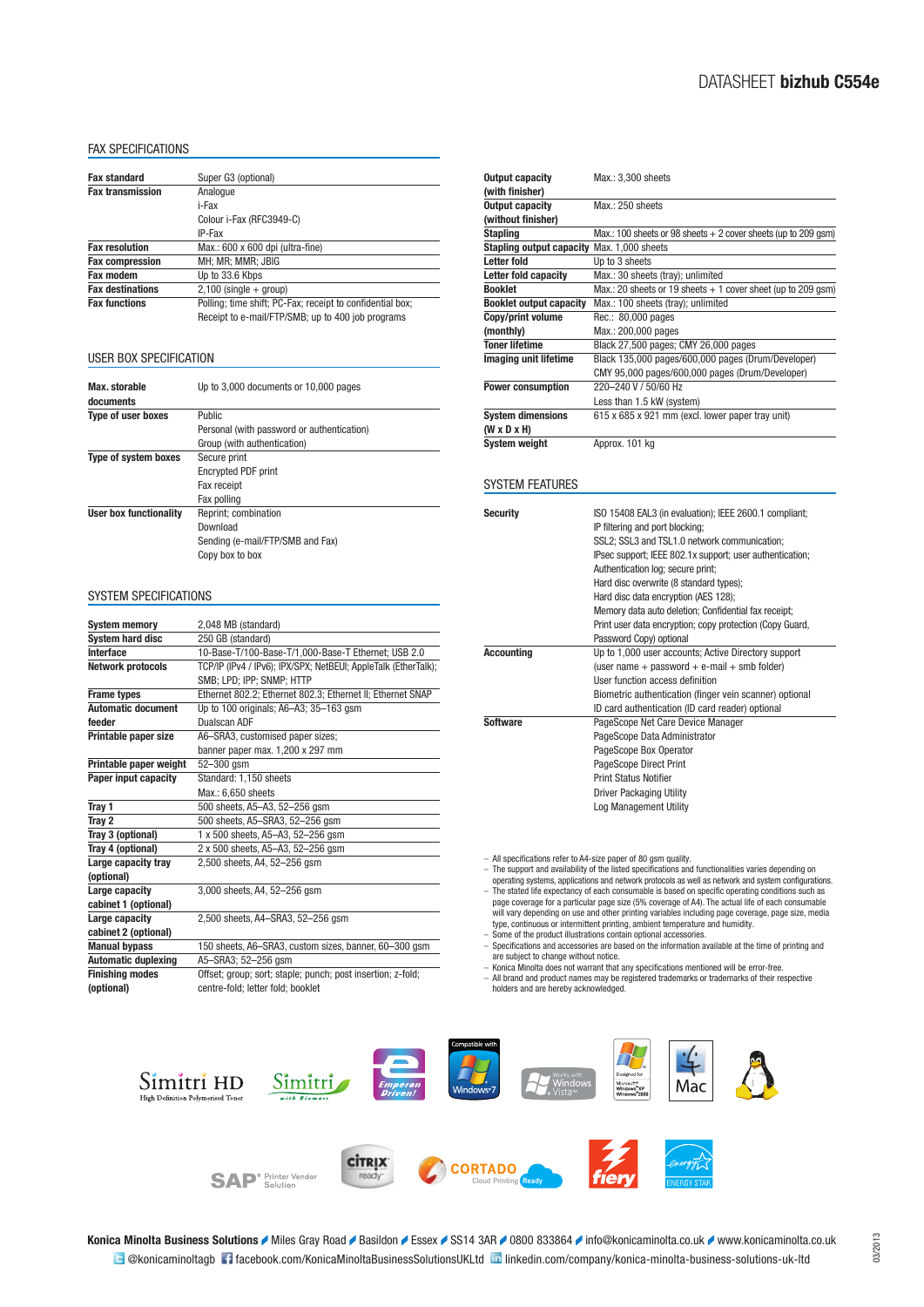# DATASHEET **bizhub C554e**

## FAX SPECIFICATIONS

| | |
|---|---|
| **Fax standard** | Super G3 (optional) |
| **Fax transmission** | Analogue<br>i-Fax<br>Colour i-Fax (RFC3949-C)<br>IP-Fax |
| **Fax resolution** | Max.: 600 x 600 dpi (ultra-fine) |
| **Fax compression** | MH; MR; MMR; JBIG |
| **Fax modem** | Up to 33.6 Kbps |
| **Fax destinations** | 2,100 (single + group) |
| **Fax functions** | Polling; time shift; PC-Fax; receipt to confidential box; Receipt to e-mail/FTP/SMB; up to 400 job programs |

## USER BOX SPECIFICATION

| | |
|---|---|
| **Max. storable documents** | Up to 3,000 documents or 10,000 pages |
| **Type of user boxes** | Public<br>Personal (with password or authentication)<br>Group (with authentication) |
| **Type of system boxes** | Secure print<br>Encrypted PDF print<br>Fax receipt<br>Fax polling |
| **User box functionality** | Reprint; combination<br>Download<br>Sending (e-mail/FTP/SMB and Fax)<br>Copy box to box |

## SYSTEM SPECIFICATIONS

| | |
|---|---|
| **System memory** | 2,048 MB (standard) |
| **System hard disc** | 250 GB (standard) |
| **Interface** | 10-Base-T/100-Base-T/1,000-Base-T Ethernet; USB 2.0 |
| **Network protocols** | TCP/IP (IPv4 / IPv6); IPX/SPX; NetBEUI; AppleTalk (EtherTalk); SMB; LPD; IPP; SNMP; HTTP |
| **Frame types** | Ethernet 802.2; Ethernet 802.3; Ethernet II; Ethernet SNAP |
| **Automatic document feeder** | Up to 100 originals; A6–A3; 35–163 gsm<br>Dualscan ADF |
| **Printable paper size** | A6–SRA3, customised paper sizes;<br>banner paper max. 1,200 x 297 mm |
| **Printable paper weight** | 52–300 gsm |
| **Paper input capacity** | Standard: 1,150 sheets<br>Max.: 6,650 sheets |
| **Tray 1** | 500 sheets, A5–A3, 52–256 gsm |
| **Tray 2** | 500 sheets, A5–SRA3, 52–256 gsm |
| **Tray 3 (optional)** | 1 x 500 sheets, A5–A3, 52–256 gsm |
| **Tray 4 (optional)** | 2 x 500 sheets, A5–A3, 52–256 gsm |
| **Large capacity tray (optional)** | 2,500 sheets, A4, 52–256 gsm |
| **Large capacity cabinet 1 (optional)** | 3,000 sheets, A4, 52–256 gsm |
| **Large capacity cabinet 2 (optional)** | 2,500 sheets, A4–SRA3, 52–256 gsm |
| **Manual bypass** | 150 sheets, A6–SRA3, custom sizes, banner, 60–300 gsm |
| **Automatic duplexing** | A5–SRA3; 52–256 gsm |
| **Finishing modes (optional)** | Offset; group; sort; staple; punch; post insertion; z-fold; centre-fold; letter fold; booklet |
| **Output capacity (with finisher)** | Max.: 3,300 sheets |
| **Output capacity (without finisher)** | Max.: 250 sheets |
| **Stapling** | Max.: 100 sheets or 98 sheets + 2 cover sheets (up to 209 gsm) |
| **Stapling output capacity** | Max. 1,000 sheets |
| **Letter fold** | Up to 3 sheets |
| **Letter fold capacity** | Max.: 30 sheets (tray); unlimited |
| **Booklet** | Max.: 20 sheets or 19 sheets + 1 cover sheet (up to 209 gsm) |
| **Booklet output capacity** | Max.: 100 sheets (tray); unlimited |
| **Copy/print volume (monthly)** | Rec.: 80,000 pages<br>Max.: 200,000 pages |
| **Toner lifetime** | Black 27,500 pages; CMY 26,000 pages |
| **Imaging unit lifetime** | Black 135,000 pages/600,000 pages (Drum/Developer)<br>CMY 95,000 pages/600,000 pages (Drum/Developer) |
| **Power consumption** | 220–240 V / 50/60 Hz<br>Less than 1.5 kW (system) |
| **System dimensions (W x D x H)** | 615 x 685 x 921 mm (excl. lower paper tray unit) |
| **System weight** | Approx. 101 kg |

## SYSTEM FEATURES

| | |
|---|---|
| **Security** | ISO 15408 EAL3 (in evaluation); IEEE 2600.1 compliant;<br>IP filtering and port blocking;<br>SSL2; SSL3 and TSL1.0 network communication;<br>IPsec support; IEEE 802.1x support; user authentication;<br>Authentication log; secure print;<br>Hard disc overwrite (8 standard types);<br>Hard disc data encryption (AES 128);<br>Memory data auto deletion; Confidential fax receipt;<br>Print user data encryption; copy protection (Copy Guard, Password Copy) optional |
| **Accounting** | Up to 1,000 user accounts; Active Directory support<br>(user name + password + e-mail + smb folder)<br>User function access definition<br>Biometric authentication (finger vein scanner) optional<br>ID card authentication (ID card reader) optional |
| **Software** | PageScope Net Care Device Manager<br>PageScope Data Administrator<br>PageScope Box Operator<br>PageScope Direct Print<br>Print Status Notifier<br>Driver Packaging Utility<br>Log Management Utility |

- All specifications refer to A4-size paper of 80 gsm quality.
- The support and availability of the listed specifications and functionalities varies depending on operating systems, applications and network protocols as well as network and system configurations.
- The stated life expectancy of each consumable is based on specific operating conditions such as page coverage for a particular page size (5% coverage of A4). The actual life of each consumable will vary depending on use and other printing variables including page coverage, page size, media type, continuous or intermittent printing, ambient temperature and humidity.
- Some of the product illustrations contain optional accessories.
- Specifications and accessories are based on the information available at the time of printing and are subject to change without notice.
- Konica Minolta does not warrant that any specifications mentioned will be error-free.
- All brand and product names may be registered trademarks or trademarks of their respective holders and are hereby acknowledged.

**Konica Minolta Business Solutions** / Miles Gray Road / Basildon / Essex / SS14 3AR / 0800 833864 / info@konicaminolta.co.uk / www.konicaminolta.co.uk
@konicaminoltagb facebook.com/KonicaMinoltaBusinessSolutionsUKLtd linkedin.com/company/konica-minolta-business-solutions-uk-ltd

03/2013